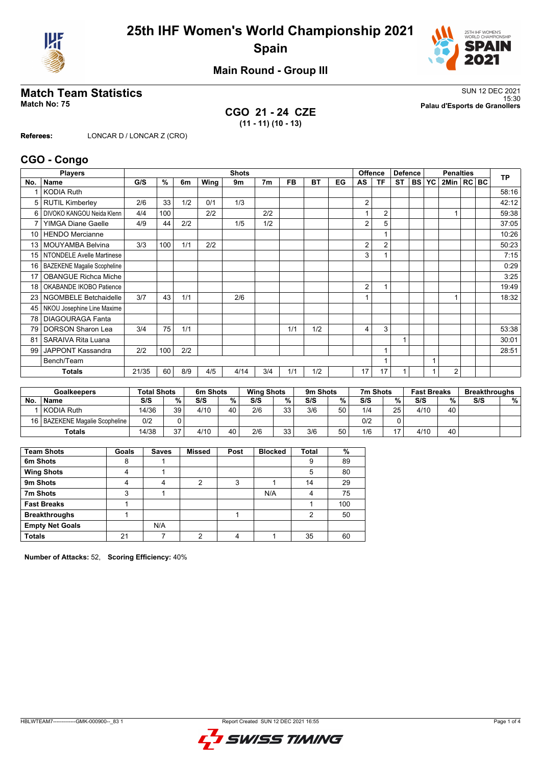# 25th IHF Women's World Championship 2021
## Spain

### Main Round - Group III

## Match Team Statistics

**Match No: 75**

SUN 12 DEC 2021
15:30
**Palau d'Esports de Granollers**

**CGO 21 - 24 CZE**
**(11 - 11) (10 - 13)**

**Referees:** LONCAR D / LONCAR Z (CRO)

## CGO - Congo

| No. | Name | G/S | % | 6m | Wing | 9m | 7m | FB | BT | EG | AS | TF | ST | BS | YC | 2Min | RC | BC | TP |
|---|---|---|---|---|---|---|---|---|---|---|---|---|---|---|---|---|---|---|---|
| | **Players** | **Shots** | | | | | | | | | **Offence** | | **Defence** | | **Penalties** | | | | |
| 1 | KODIA Ruth | | | | | | | | | | | | | | | | | | 58:16 |
| 5 | RUTIL Kimberley | 2/6 | 33 | 1/2 | 0/1 | 1/3 | | | | | 2 | | | | | | | | 42:12 |
| 6 | DIVOKO KANGOU Neida Klenn | 4/4 | 100 | | 2/2 | | 2/2 | | | | 1 | 2 | | | | 1 | | | 59:38 |
| 7 | YIMGA Diane Gaelle | 4/9 | 44 | 2/2 | | 1/5 | 1/2 | | | | 2 | 5 | | | | | | | 37:05 |
| 10 | HENDO Mercianne | | | | | | | | | | | 1 | | | | | | | 10:26 |
| 13 | MOUYAMBA Belvina | 3/3 | 100 | 1/1 | 2/2 | | | | | | 2 | 2 | | | | | | | 50:23 |
| 15 | NTONDELE Avelle Martinese | | | | | | | | | | 3 | 1 | | | | | | | 7:15 |
| 16 | BAZEKENE Magalie Scopheline | | | | | | | | | | | | | | | | | | 0:29 |
| 17 | OBANGUE Richca Miche | | | | | | | | | | | | | | | | | | 3:25 |
| 18 | OKABANDE IKOBO Patience | | | | | | | | | | 2 | 1 | | | | | | | 19:49 |
| 23 | NGOMBELE Betchaidelle | 3/7 | 43 | 1/1 | | 2/6 | | | | | 1 | | | | | 1 | | | 18:32 |
| 45 | NKOU Josephine Line Maxime | | | | | | | | | | | | | | | | | | |
| 78 | DIAGOURAGA Fanta | | | | | | | | | | | | | | | | | | |
| 79 | DORSON Sharon Lea | 3/4 | 75 | 1/1 | | | | 1/1 | 1/2 | | 4 | 3 | | | | | | | 53:38 |
| 81 | SARAIVA Rita Luana | | | | | | | | | | | | 1 | | | | | | 30:01 |
| 99 | JAPPONT Kassandra | 2/2 | 100 | 2/2 | | | | | | | | 1 | | | | | | | 28:51 |
| | Bench/Team | | | | | | | | | | | 1 | | | 1 | | | | |
| | **Totals** | 21/35 | 60 | 8/9 | 4/5 | 4/14 | 3/4 | 1/1 | 1/2 | | 17 | 17 | 1 | | 1 | 2 | | | |

| No. | Goalkeepers | Total Shots S/S | % | 6m Shots S/S | % | Wing Shots S/S | % | 9m Shots S/S | % | 7m Shots S/S | % | Fast Breaks S/S | % | Breakthroughs S/S | % |
|---|---|---|---|---|---|---|---|---|---|---|---|---|---|---|---|
| 1 | KODIA Ruth | 14/36 | 39 | 4/10 | 40 | 2/6 | 33 | 3/6 | 50 | 1/4 | 25 | 4/10 | 40 | | |
| 16 | BAZEKENE Magalie Scopheline | 0/2 | 0 | | | | | | | 0/2 | 0 | | | | |
| | **Totals** | 14/38 | 37 | 4/10 | 40 | 2/6 | 33 | 3/6 | 50 | 1/6 | 17 | 4/10 | 40 | | |

| Team Shots | Goals | Saves | Missed | Post | Blocked | Total | % |
|---|---|---|---|---|---|---|---|
| **6m Shots** | 8 | 1 | | | | 9 | 89 |
| **Wing Shots** | 4 | 1 | | | | 5 | 80 |
| **9m Shots** | 4 | 4 | 2 | 3 | 1 | 14 | 29 |
| **7m Shots** | 3 | 1 | | | N/A | 4 | 75 |
| **Fast Breaks** | 1 | | | | | 1 | 100 |
| **Breakthroughs** | 1 | | | 1 | | 2 | 50 |
| **Empty Net Goals** | | N/A | | | | | |
| **Totals** | 21 | 7 | 2 | 4 | 1 | 35 | 60 |

**Number of Attacks:** 52, **Scoring Efficiency:** 40%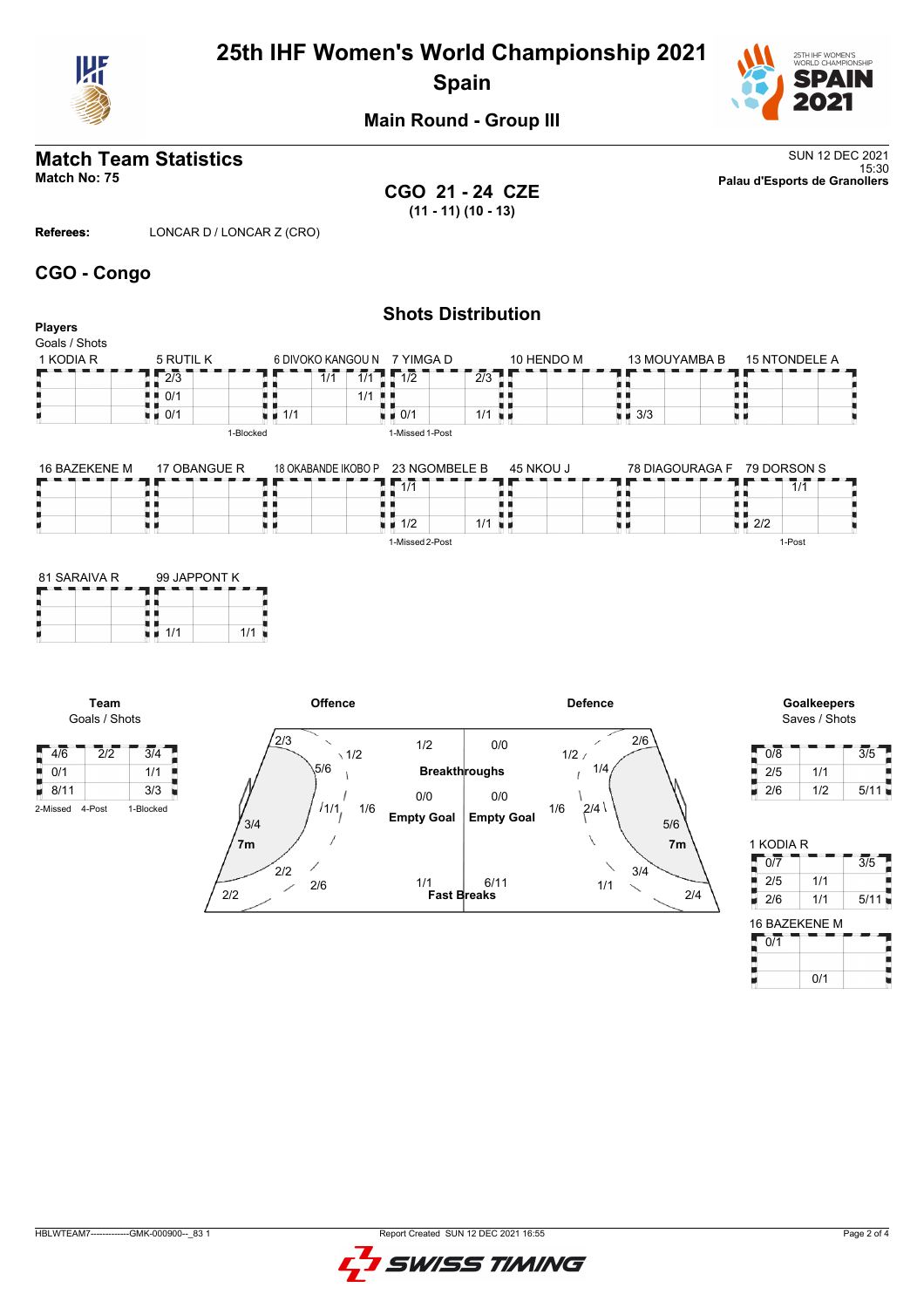# 25th IHF Women's World Championship 2021
## Spain

### Main Round - Group III

## Match Team Statistics

**Match No: 75**

SUN 12 DEC 2021
15:30
**Palau d'Esports de Granollers**

**CGO 21 - 24 CZE**
**(11 - 11) (10 - 13)**

**Referees:** LONCAR D / LONCAR Z (CRO)

## CGO - Congo

### Shots Distribution

**Players**
Goals / Shots

**1 KODIA R**

| | | |
|---|---|---|
| | | |
| | | |
| | | |

**5 RUTIL K**

| | | |
|---|---|---|
| 2/3 | | |
| 0/1 | | |
| 0/1 | | |

1-Blocked

**6 DIVOKO KANGOU N**

| | | |
|---|---|---|
| | 1/1 | 1/1 |
| | | 1/1 |
| 1/1 | | |

**7 YIMGA D**

| | | |
|---|---|---|
| 1/2 | | 2/3 |
| | | |
| 0/1 | | 1/1 |

1-Missed 1-Post

**10 HENDO M**

| | | |
|---|---|---|
| | | |
| | | |
| | | |

**13 MOUYAMBA B**

| | | |
|---|---|---|
| | | |
| | | |
| 3/3 | | |

**15 NTONDELE A**

| | | |
|---|---|---|
| | | |
| | | |
| | | |

**16 BAZEKENE M**

| | | |
|---|---|---|
| | | |
| | | |
| | | |

**17 OBANGUE R**

| | | |
|---|---|---|
| | | |
| | | |
| | | |

**18 OKABANDE IKOBO P**

| | | |
|---|---|---|
| | | |
| | | |
| | | |

**23 NGOMBELE B**

| | | |
|---|---|---|
| 1/1 | | |
| | | |
| 1/2 | | 1/1 |

1-Missed 2-Post

**45 NKOU J**

| | | |
|---|---|---|
| | | |
| | | |
| | | |

**78 DIAGOURAGA F**

| | | |
|---|---|---|
| | | |
| | | |
| | | |

**79 DORSON S**

| | | |
|---|---|---|
| | 1/1 | |
| | | |
| 2/2 | | |

1-Post

**81 SARAIVA R**

| | | |
|---|---|---|
| | | |
| | | |
| | | |

**99 JAPPONT K**

| | | |
|---|---|---|
| | | |
| | | |
| 1/1 | | 1/1 |

**Team**
Goals / Shots

| | | |
|---|---|---|
| 4/6 | 2/2 | 3/4 |
| 0/1 | | 1/1 |
| 8/11 | | 3/3 |

2-Missed 4-Post 1-Blocked

**Offence**

| Zone | Goals / Shots |
|---|---|
| Left wing | 2/3 |
| Left back (9m) | 5/6 |
| Left 6m | 3/4 |
| Left 9m center | 1/2 |
| Center 6m | 1/1 |
| Center 9m | 1/6 |
| Left 7m area | 2/2 |
| Right 9m area | 2/6 |
| Far left | 2/2 |
| Breakthroughs | 1/2 |
| Empty Goal | 0/0 |
| Fast Breaks | 1/1 |

**Defence**

| Zone | Goals / Shots |
|---|---|
| Breakthroughs | 0/0 |
| Empty Goal | 0/0 |
| Fast Breaks | 6/11 |
| Right wing | 2/6 |
| Right 9m | 1/2 |
| Right 9m center | 1/4 |
| Center 9m | 1/6 |
| Center 6m | 2/4 |
| Right 6m | 5/6 |
| 7m area | 3/4 |
| Left 9m | 1/1 |
| Far right | 2/4 |

**Goalkeepers**
Saves / Shots

| | | |
|---|---|---|
| 0/8 | | 3/5 |
| 2/5 | 1/1 | |
| 2/6 | 1/2 | 5/11 |

**1 KODIA R**

| | | |
|---|---|---|
| 0/7 | | 3/5 |
| 2/5 | 1/1 | |
| 2/6 | 1/1 | 5/11 |

**16 BAZEKENE M**

| | | |
|---|---|---|
| 0/1 | | |
| | | |
| | 0/1 | |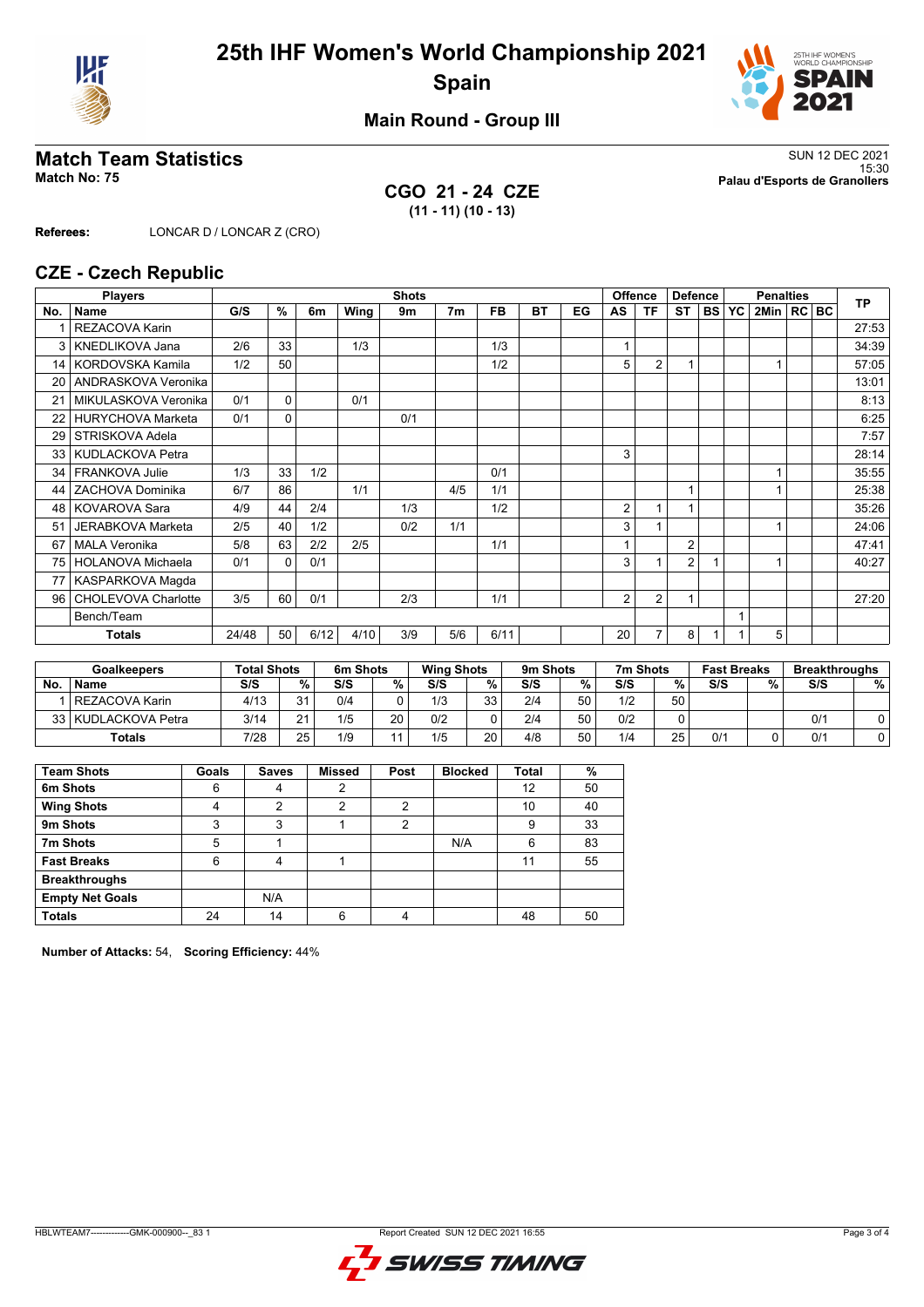# 25th IHF Women's World Championship 2021
## Spain

### Main Round - Group III

## Match Team Statistics

**Match No: 75**

SUN 12 DEC 2021
15:30
**Palau d'Esports de Granollers**

**CGO 21 - 24 CZE**
**(11 - 11) (10 - 13)**

**Referees:** LONCAR D / LONCAR Z (CRO)

## CZE - Czech Republic

| Players | | Shots | | | | | | | | | Offence | | Defence | | | Penalties | | | TP |
|---|---|---|---|---|---|---|---|---|---|---|---|---|---|---|---|---|---|---|---|
| No. | Name | G/S | % | 6m | Wing | 9m | 7m | FB | BT | EG | AS | TF | ST | BS | YC | 2Min | RC | BC | |
| 1 | REZACOVA Karin | | | | | | | | | | | | | | | | | | 27:53 |
| 3 | KNEDLIKOVA Jana | 2/6 | 33 | | 1/3 | | | 1/3 | | | 1 | | | | | | | | 34:39 |
| 14 | KORDOVSKA Kamila | 1/2 | 50 | | | | | 1/2 | | | 5 | 2 | 1 | | | 1 | | | 57:05 |
| 20 | ANDRASKOVA Veronika | | | | | | | | | | | | | | | | | | 13:01 |
| 21 | MIKULASKOVA Veronika | 0/1 | 0 | | 0/1 | | | | | | | | | | | | | | 8:13 |
| 22 | HURYCHOVA Marketa | 0/1 | 0 | | | 0/1 | | | | | | | | | | | | | 6:25 |
| 29 | STRISKOVA Adela | | | | | | | | | | | | | | | | | | 7:57 |
| 33 | KUDLACKOVA Petra | | | | | | | | | | 3 | | | | | | | | 28:14 |
| 34 | FRANKOVA Julie | 1/3 | 33 | 1/2 | | | | 0/1 | | | | | | | | 1 | | | 35:55 |
| 44 | ZACHOVA Dominika | 6/7 | 86 | | 1/1 | | 4/5 | 1/1 | | | | | 1 | | | 1 | | | 25:38 |
| 48 | KOVAROVA Sara | 4/9 | 44 | 2/4 | | 1/3 | | 1/2 | | | 2 | 1 | 1 | | | | | | 35:26 |
| 51 | JERABKOVA Marketa | 2/5 | 40 | 1/2 | | 0/2 | 1/1 | | | | 3 | 1 | | | | 1 | | | 24:06 |
| 67 | MALA Veronika | 5/8 | 63 | 2/2 | 2/5 | | | 1/1 | | | 1 | | 2 | | | | | | 47:41 |
| 75 | HOLANOVA Michaela | 0/1 | 0 | 0/1 | | | | | | | 3 | 1 | 2 | 1 | | 1 | | | 40:27 |
| 77 | KASPARKOVA Magda | | | | | | | | | | | | | | | | | | |
| 96 | CHOLEVOVA Charlotte | 3/5 | 60 | 0/1 | | 2/3 | | 1/1 | | | 2 | 2 | 1 | | | | | | 27:20 |
| | Bench/Team | | | | | | | | | | | | | | 1 | | | | |
| | **Totals** | 24/48 | 50 | 6/12 | 4/10 | 3/9 | 5/6 | 6/11 | | | 20 | 7 | 8 | 1 | 1 | 5 | | | |

| Goalkeepers | | Total Shots | | 6m Shots | | Wing Shots | | 9m Shots | | 7m Shots | | Fast Breaks | | Breakthroughs | |
|---|---|---|---|---|---|---|---|---|---|---|---|---|---|---|---|
| No. | Name | S/S | % | S/S | % | S/S | % | S/S | % | S/S | % | S/S | % | S/S | % |
| 1 | REZACOVA Karin | 4/13 | 31 | 0/4 | 0 | 1/3 | 33 | 2/4 | 50 | 1/2 | 50 | | | | |
| 33 | KUDLACKOVA Petra | 3/14 | 21 | 1/5 | 20 | 0/2 | 0 | 2/4 | 50 | 0/2 | 0 | | | 0/1 | 0 |
| | **Totals** | 7/28 | 25 | 1/9 | 11 | 1/5 | 20 | 4/8 | 50 | 1/4 | 25 | 0/1 | 0 | 0/1 | 0 |

| Team Shots | Goals | Saves | Missed | Post | Blocked | Total | % |
|---|---|---|---|---|---|---|---|
| **6m Shots** | 6 | 4 | 2 | | | 12 | 50 |
| **Wing Shots** | 4 | 2 | 2 | 2 | | 10 | 40 |
| **9m Shots** | 3 | 3 | 1 | 2 | | 9 | 33 |
| **7m Shots** | 5 | 1 | | | N/A | 6 | 83 |
| **Fast Breaks** | 6 | 4 | 1 | | | 11 | 55 |
| **Breakthroughs** | | | | | | | |
| **Empty Net Goals** | | N/A | | | | | |
| **Totals** | 24 | 14 | 6 | 4 | | 48 | 50 |

**Number of Attacks:** 54, **Scoring Efficiency:** 44%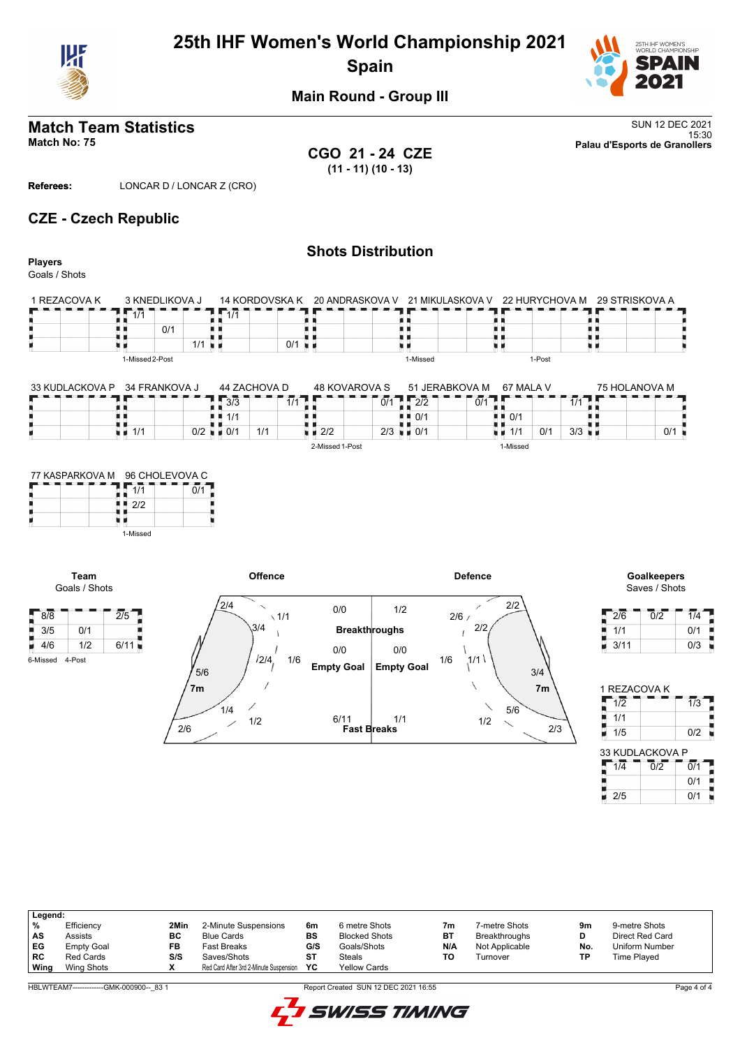# 25th IHF Women's World Championship 2021

## Spain

### Main Round - Group III

## Match Team Statistics

**Match No: 75**

SUN 12 DEC 2021
15:30
**Palau d'Esports de Granollers**

**CGO 21 - 24 CZE**
**(11 - 11) (10 - 13)**

**Referees:** LONCAR D / LONCAR Z (CRO)

## CZE - Czech Republic

### Shots Distribution

**Players**
Goals / Shots

1 REZAZOVA K

3 KNEDLIKOVA J
1/1
0/1
1/1
1-Missed 2-Post

14 KORDOVSKA K
1/1
0/1

20 ANDRASKOVA V

21 MIKULASKOVA V
1-Missed

22 HURYCHOVA M
1-Post

29 STRISKOVA A

33 KUDLACKOVA P

34 FRANKOVA J
1/1 0/2

44 ZACHOVA D
3/3 1/1
1/1
0/1 1/1

48 KOVAROVA S
0/1
2/2 2/3
2-Missed 1-Post

51 JERABKOVA M
2/2 0/1
0/1
0/1

67 MALA V
1/1
0/1
1/1 0/1 3/3
1-Missed

75 HOLANOVA M
0/1

77 KASPARKOVA M

96 CHOLEVOVA C
1/1 0/1
2/2
1-Missed

**Team**
Goals / Shots

| | | |
|---|---|---|
| 8/8 | | 2/5 |
| 3/5 | 0/1 | |
| 4/6 | 1/2 | 6/11 |

6-Missed 4-Post

**Offence**

2/4, 1/1, 3/4, 5/6, 2/4, 1/6, 7m, 1/4, 1/2, 2/6

0/0 1/2 Breakthroughs
0/0 0/0 Empty Goal
6/11 1/1 Fast Breaks

**Defence**

2/2, 2/6, 2/2, 1/6, 1/1, 3/4, 7m, 5/6, 1/2, 2/3

**Goalkeepers**
Saves / Shots

| | | |
|---|---|---|
| 2/6 | 0/2 | 1/4 |
| 1/1 | | 0/1 |
| 3/11 | | 0/3 |

1 REZAZOVA K

| | | |
|---|---|---|
| 1/2 | | 1/3 |
| 1/1 | | |
| 1/5 | | 0/2 |

33 KUDLACKOVA P

| | | |
|---|---|---|
| 1/4 | 0/2 | 0/1 |
| | | 0/1 |
| 2/5 | | 0/1 |

| Legend: | | | | | | | | | |
|---|---|---|---|---|---|---|---|---|---|
| % | Efficiency | 2Min | 2-Minute Suspensions | 6m | 6 metre Shots | 7m | 7-metre Shots | 9m | 9-metre Shots |
| AS | Assists | BC | Blue Cards | BS | Blocked Shots | BT | Breakthroughs | D | Direct Red Card |
| EG | Empty Goal | FB | Fast Breaks | G/S | Goals/Shots | N/A | Not Applicable | No. | Uniform Number |
| RC | Red Cards | S/S | Saves/Shots | ST | Steals | TO | Turnover | TP | Time Played |
| Wing | Wing Shots | X | Red Card After 3rd 2-Minute Suspension | YC | Yellow Cards | | | | |

HBLWTEAM7--------------GMK-000900--_83 1 Report Created SUN 12 DEC 2021 16:55